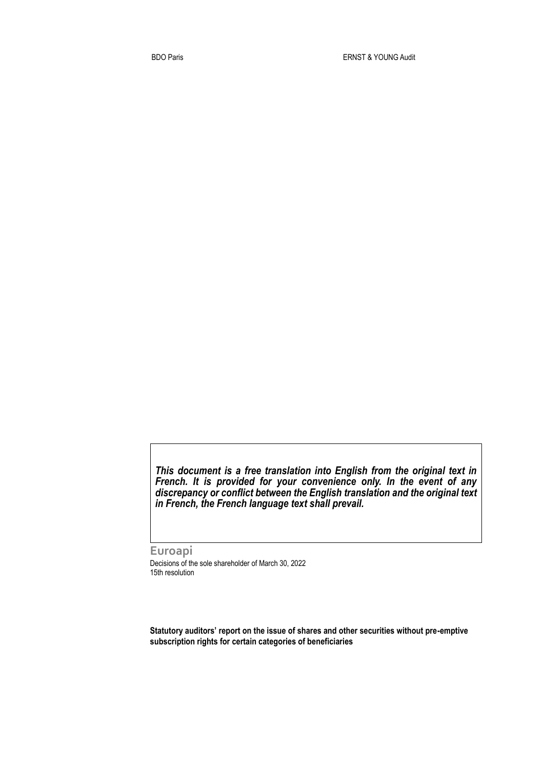BDO Paris ERNST & YOUNG Audit

***This document is a free translation into English from the original text in French. It is provided for your convenience only. In the event of any discrepancy or conflict between the English translation and the original text in French, the French language text shall prevail.***

**Euroapi**

Decisions of the sole shareholder of March 30, 2022
15th resolution

**Statutory auditors' report on the issue of shares and other securities without pre-emptive subscription rights for certain categories of beneficiaries**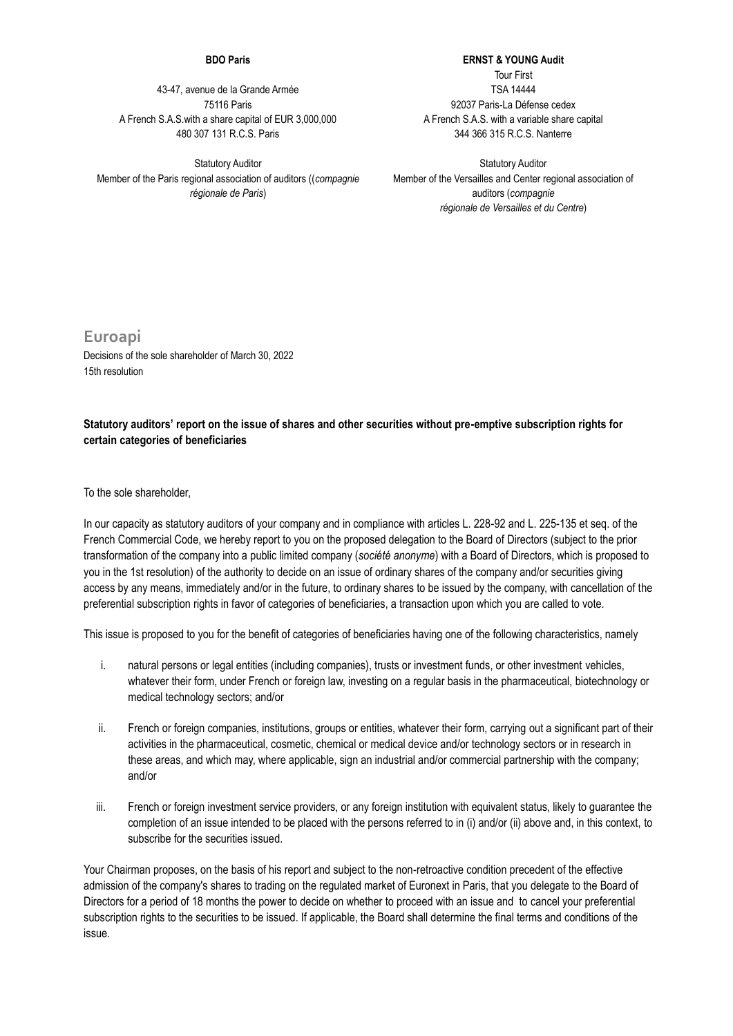**BDO Paris**

43-47, avenue de la Grande Armée
75116 Paris
A French S.A.S.with a share capital of EUR 3,000,000
480 307 131 R.C.S. Paris

Statutory Auditor
Member of the Paris regional association of auditors ((*compagnie régionale de Paris*)

**ERNST & YOUNG Audit**

Tour First
TSA 14444
92037 Paris-La Défense cedex
A French S.A.S. with a variable share capital
344 366 315 R.C.S. Nanterre

Statutory Auditor
Member of the Versailles and Center regional association of auditors (*compagnie régionale de Versailles et du Centre*)

## Euroapi

Decisions of the sole shareholder of March 30, 2022
15th resolution

**Statutory auditors' report on the issue of shares and other securities without pre-emptive subscription rights for certain categories of beneficiaries**

To the sole shareholder,

In our capacity as statutory auditors of your company and in compliance with articles L. 228-92 and L. 225-135 et seq. of the French Commercial Code, we hereby report to you on the proposed delegation to the Board of Directors (subject to the prior transformation of the company into a public limited company (*société anonyme*) with a Board of Directors, which is proposed to you in the 1st resolution) of the authority to decide on an issue of ordinary shares of the company and/or securities giving access by any means, immediately and/or in the future, to ordinary shares to be issued by the company, with cancellation of the preferential subscription rights in favor of categories of beneficiaries, a transaction upon which you are called to vote.

This issue is proposed to you for the benefit of categories of beneficiaries having one of the following characteristics, namely

i. natural persons or legal entities (including companies), trusts or investment funds, or other investment vehicles, whatever their form, under French or foreign law, investing on a regular basis in the pharmaceutical, biotechnology or medical technology sectors; and/or

ii. French or foreign companies, institutions, groups or entities, whatever their form, carrying out a significant part of their activities in the pharmaceutical, cosmetic, chemical or medical device and/or technology sectors or in research in these areas, and which may, where applicable, sign an industrial and/or commercial partnership with the company; and/or

iii. French or foreign investment service providers, or any foreign institution with equivalent status, likely to guarantee the completion of an issue intended to be placed with the persons referred to in (i) and/or (ii) above and, in this context, to subscribe for the securities issued.

Your Chairman proposes, on the basis of his report and subject to the non-retroactive condition precedent of the effective admission of the company's shares to trading on the regulated market of Euronext in Paris, that you delegate to the Board of Directors for a period of 18 months the power to decide on whether to proceed with an issue and to cancel your preferential subscription rights to the securities to be issued. If applicable, the Board shall determine the final terms and conditions of the issue.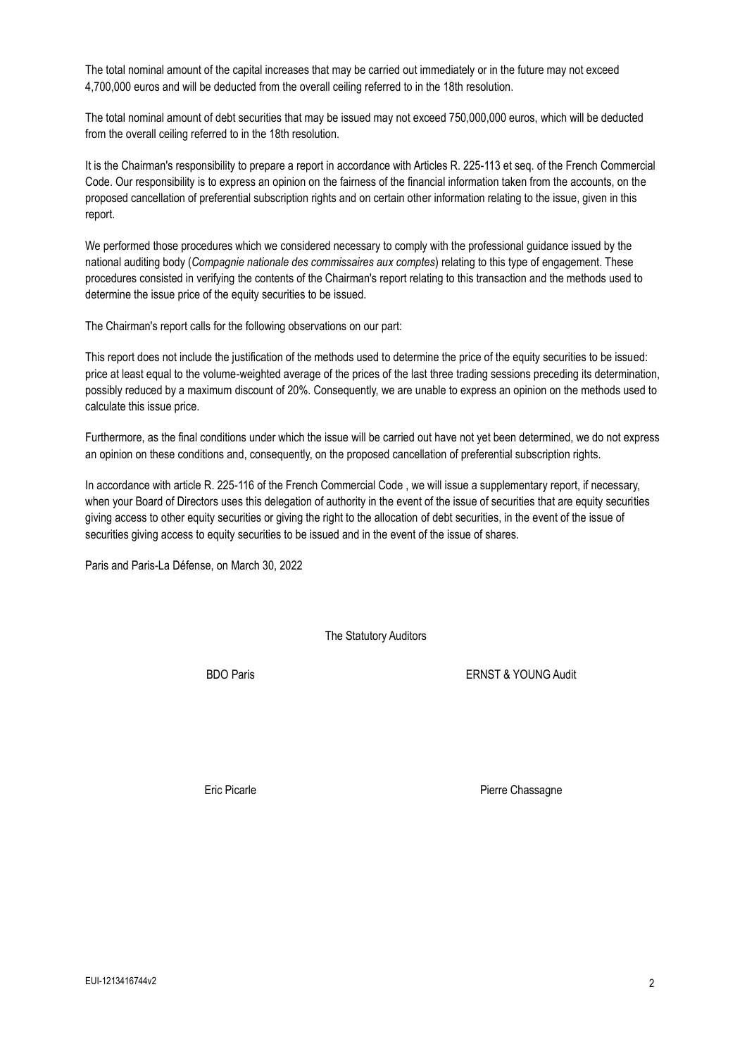The total nominal amount of the capital increases that may be carried out immediately or in the future may not exceed 4,700,000 euros and will be deducted from the overall ceiling referred to in the 18th resolution.

The total nominal amount of debt securities that may be issued may not exceed 750,000,000 euros, which will be deducted from the overall ceiling referred to in the 18th resolution.

It is the Chairman's responsibility to prepare a report in accordance with Articles R. 225-113 et seq. of the French Commercial Code. Our responsibility is to express an opinion on the fairness of the financial information taken from the accounts, on the proposed cancellation of preferential subscription rights and on certain other information relating to the issue, given in this report.

We performed those procedures which we considered necessary to comply with the professional guidance issued by the national auditing body (*Compagnie nationale des commissaires aux comptes*) relating to this type of engagement. These procedures consisted in verifying the contents of the Chairman's report relating to this transaction and the methods used to determine the issue price of the equity securities to be issued.

The Chairman's report calls for the following observations on our part:

This report does not include the justification of the methods used to determine the price of the equity securities to be issued: price at least equal to the volume-weighted average of the prices of the last three trading sessions preceding its determination, possibly reduced by a maximum discount of 20%. Consequently, we are unable to express an opinion on the methods used to calculate this issue price.

Furthermore, as the final conditions under which the issue will be carried out have not yet been determined, we do not express an opinion on these conditions and, consequently, on the proposed cancellation of preferential subscription rights.

In accordance with article R. 225-116 of the French Commercial Code , we will issue a supplementary report, if necessary, when your Board of Directors uses this delegation of authority in the event of the issue of securities that are equity securities giving access to other equity securities or giving the right to the allocation of debt securities, in the event of the issue of securities giving access to equity securities to be issued and in the event of the issue of shares.

Paris and Paris-La Défense, on March 30, 2022

The Statutory Auditors

BDO Paris

Eric Picarle

ERNST & YOUNG Audit

Pierre Chassagne

EUI-1213416744v2